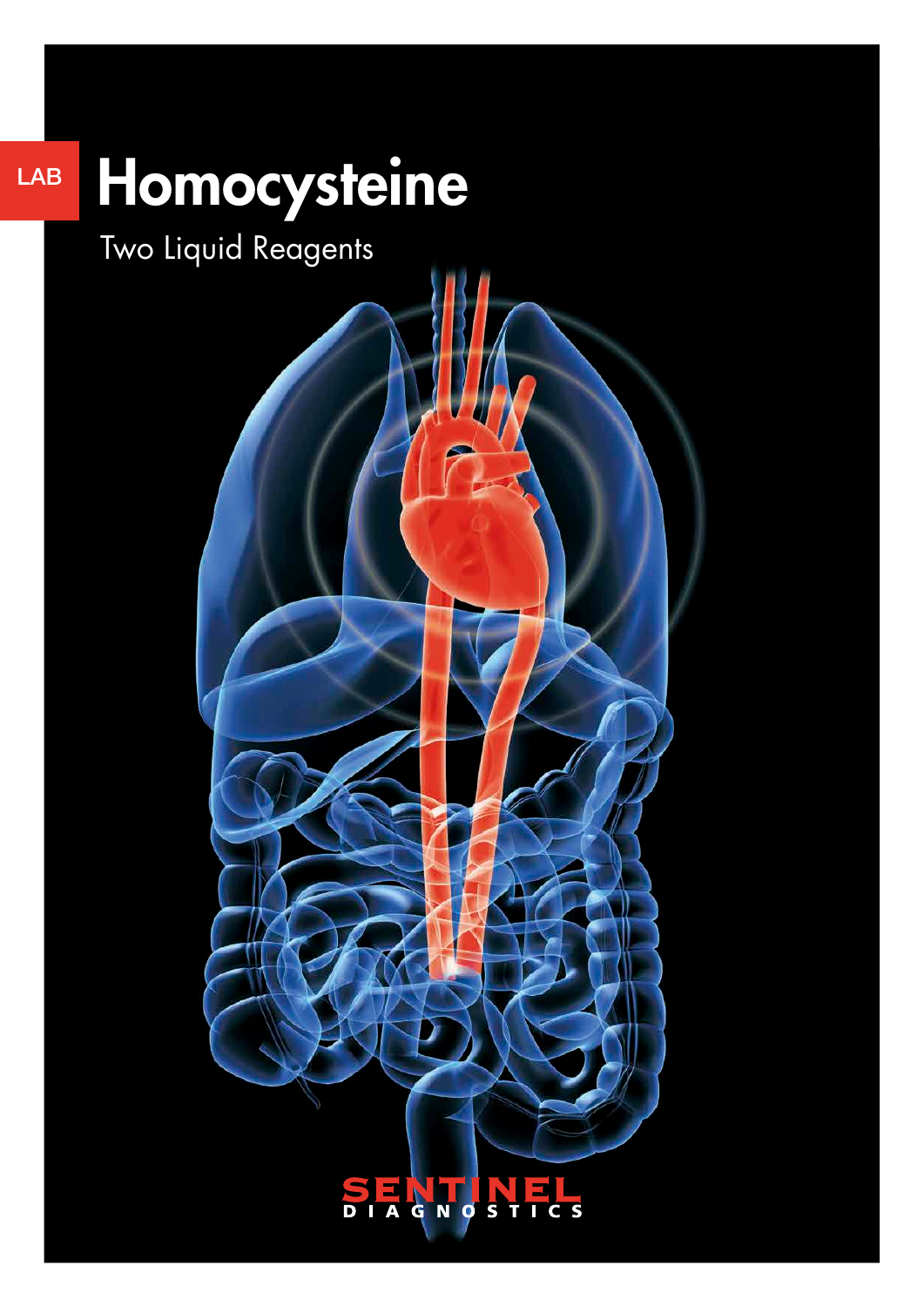LAB

# Homocysteine

Two Liquid Reagents

SENTINEL
DIAGNOSTICS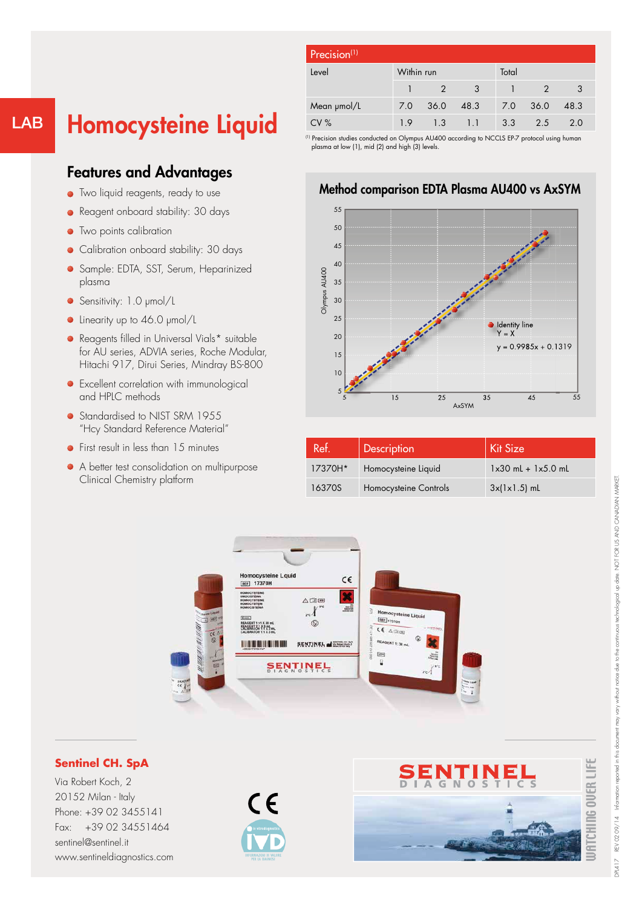LAB

# Homocysteine Liquid

## Features and Advantages

- Two liquid reagents, ready to use
- Reagent onboard stability: 30 days
- Two points calibration
- Calibration onboard stability: 30 days
- Sample: EDTA, SST, Serum, Heparinized plasma
- Sensitivity: 1.0 µmol/L
- Linearity up to 46.0 µmol/L
- Reagents filled in Universal Vials* suitable for AU series, ADVIA series, Roche Modular, Hitachi 917, Dirui Series, Mindray BS-800
- Excellent correlation with immunological and HPLC methods
- Standardised to NIST SRM 1955 "Hcy Standard Reference Material"
- First result in less than 15 minutes
- A better test consolidation on multipurpose Clinical Chemistry platform

### Precision[1]

| Level | Within run | | | Total | | |
|---|---|---|---|---|---|---|
| | 1 | 2 | 3 | 1 | 2 | 3 |
| Mean µmol/L | 7.0 | 36.0 | 48.3 | 7.0 | 36.0 | 48.3 |
| CV % | 1.9 | 1.3 | 1.1 | 3.3 | 2.5 | 2.0 |

[1] Precision studies conducted on Olympus AU400 according to NCCLS EP-7 protocol using human plasma at low (1), mid (2) and high (3) levels.

### Method comparison EDTA Plasma AU400 vs AxSYM

Olympus AU400

AxSYM

Identity line
Y = X

y = 0.9985x + 0.1319

| Ref. | Description | Kit Size |
|---|---|---|
| 17370H* | Homocysteine Liquid | 1x30 mL + 1x5.0 mL |
| 16370S | Homocysteine Controls | 3x(1x1.5) mL |

**Sentinel CH. SpA**

Via Robert Koch, 2
20152 Milan - Italy
Phone: +39 02 3455141
Fax: +39 02 34551464
sentinel@sentinel.it
www.sentineldiagnostics.com

SENTINEL DIAGNOSTICS

WATCHING OVER LIFE

DR417 REV 02 09/14 Information reported in this document may vary without notice due to the continuous technological up date. NOT FOR US AND CANADIAN MARKET.